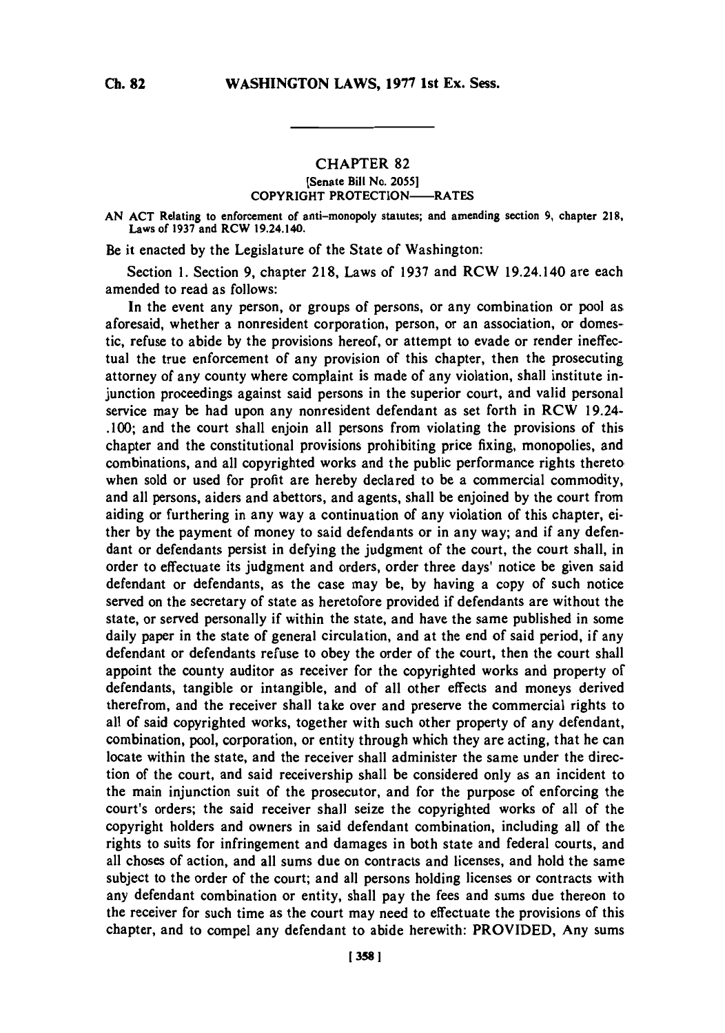## CHAPTER 82

[Senate Bill No. 2055]

COPYRIGHT PROTECTION——RATES

AN ACT Relating to enforcement of anti-monopoly statutes; and amending section 9, chapter 218, Laws of 1937 and RCW 19.24.140.

Be it enacted by the Legislature of the State of Washington:

Section 1. Section 9, chapter 218, Laws of 1937 and RCW 19.24.140 are each amended to read as follows:

In the event any person, or groups of persons, or any combination or pool as aforesaid, whether a nonresident corporation, person, or an association, or domestic, refuse to abide by the provisions hereof, or attempt to evade or render ineffectual the true enforcement of any provision of this chapter, then the prosecuting attorney of any county where complaint is made of any violation, shall institute injunction proceedings against said persons in the superior court, and valid personal service may be had upon any nonresident defendant as set forth in RCW 19.24-.100; and the court shall enjoin all persons from violating the provisions of this chapter and the constitutional provisions prohibiting price fixing, monopolies, and combinations, and all copyrighted works and the public performance rights thereto when sold or used for profit are hereby declared to be a commercial commodity, and all persons, aiders and abettors, and agents, shall be enjoined by the court from aiding or furthering in any way a continuation of any violation of this chapter, either by the payment of money to said defendants or in any way; and if any defendant or defendants persist in defying the judgment of the court, the court shall, in order to effectuate its judgment and orders, order three days' notice be given said defendant or defendants, as the case may be, by having a copy of such notice served on the secretary of state as heretofore provided if defendants are without the state, or served personally if within the state, and have the same published in some daily paper in the state of general circulation, and at the end of said period, if any defendant or defendants refuse to obey the order of the court, then the court shall appoint the county auditor as receiver for the copyrighted works and property of defendants, tangible or intangible, and of all other effects and moneys derived therefrom, and the receiver shall take over and preserve the commercial rights to all of said copyrighted works, together with such other property of any defendant, combination, pool, corporation, or entity through which they are acting, that he can locate within the state, and the receiver shall administer the same under the direction of the court, and said receivership shall be considered only as an incident to the main injunction suit of the prosecutor, and for the purpose of enforcing the court's orders; the said receiver shall seize the copyrighted works of all of the copyright holders and owners in said defendant combination, including all of the rights to suits for infringement and damages in both state and federal courts, and all choses of action, and all sums due on contracts and licenses, and hold the same subject to the order of the court; and all persons holding licenses or contracts with any defendant combination or entity, shall pay the fees and sums due thereon to the receiver for such time as the court may need to effectuate the provisions of this chapter, and to compel any defendant to abide herewith: PROVIDED, Any sums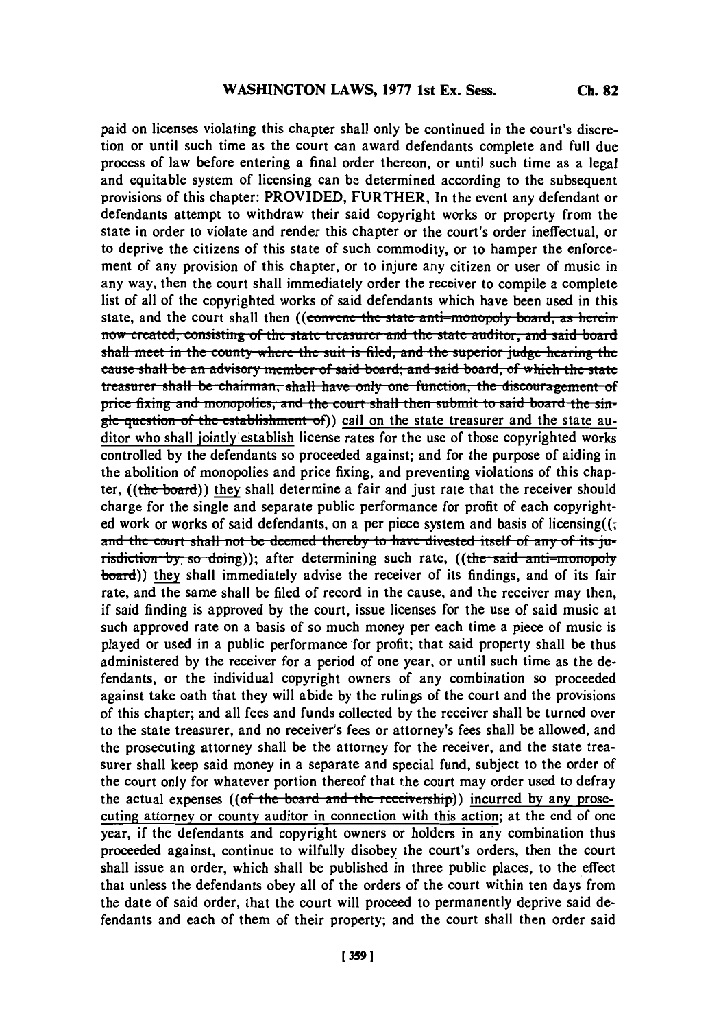paid on licenses violating this chapter shall only be continued in the court's discretion or until such time as the court can award defendants complete and full due process of law before entering a final order thereon, or until such time as a legal and equitable system of licensing can be determined according to the subsequent provisions of this chapter: PROVIDED, FURTHER, In the event any defendant or defendants attempt to withdraw their said copyright works or property from the state in order to violate and render this chapter or the court's order ineffectual, or to deprive the citizens of this state of such commodity, or to hamper the enforcement of any provision of this chapter, or to injure any citizen or user of music in any way, then the court shall immediately order the receiver to compile a complete list of all of the copyrighted works of said defendants which have been used in this state, and the court shall then ((~~convene the state anti-monopoly board, as herein now created, consisting of the state treasurer and the state auditor, and said board shall meet in the county where the suit is filed, and the superior judge hearing the cause shall be an advisory member of said board; and said board, of which the state treasurer shall be chairman, shall have only one function, the discouragement of price fixing and monopolies, and the court shall then submit to said board the single question of the establishment of~~)) call on the state treasurer and the state auditor who shall jointly establish license rates for the use of those copyrighted works controlled by the defendants so proceeded against; and for the purpose of aiding in the abolition of monopolies and price fixing, and preventing violations of this chapter, ((~~the board~~)) they shall determine a fair and just rate that the receiver should charge for the single and separate public performance for profit of each copyrighted work or works of said defendants, on a per piece system and basis of licensing((~~; and the court shall not be deemed thereby to have divested itself of any of its jurisdiction by so doing~~)); after determining such rate, ((~~the said anti-monopoly board~~)) they shall immediately advise the receiver of its findings, and of its fair rate, and the same shall be filed of record in the cause, and the receiver may then, if said finding is approved by the court, issue licenses for the use of said music at such approved rate on a basis of so much money per each time a piece of music is played or used in a public performance for profit; that said property shall be thus administered by the receiver for a period of one year, or until such time as the defendants, or the individual copyright owners of any combination so proceeded against take oath that they will abide by the rulings of the court and the provisions of this chapter; and all fees and funds collected by the receiver shall be turned over to the state treasurer, and no receiver's fees or attorney's fees shall be allowed, and the prosecuting attorney shall be the attorney for the receiver, and the state treasurer shall keep said money in a separate and special fund, subject to the order of the court only for whatever portion thereof that the court may order used to defray the actual expenses ((~~of the board and the receivership~~)) incurred by any prosecuting attorney or county auditor in connection with this action; at the end of one year, if the defendants and copyright owners or holders in any combination thus proceeded against, continue to wilfully disobey the court's orders, then the court shall issue an order, which shall be published in three public places, to the effect that unless the defendants obey all of the orders of the court within ten days from the date of said order, that the court will proceed to permanently deprive said defendants and each of them of their property; and the court shall then order said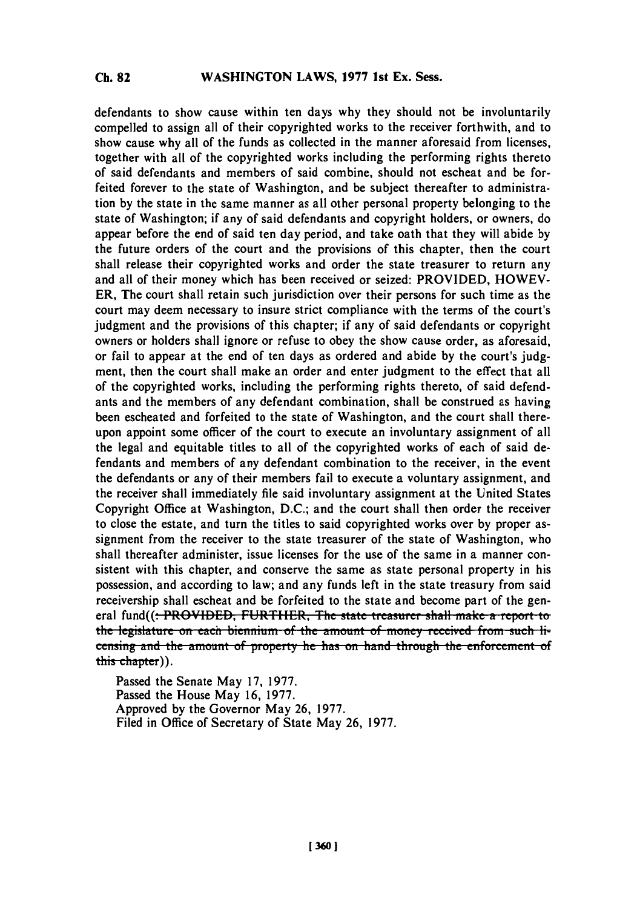defendants to show cause within ten days why they should not be involuntarily compelled to assign all of their copyrighted works to the receiver forthwith, and to show cause why all of the funds as collected in the manner aforesaid from licenses, together with all of the copyrighted works including the performing rights thereto of said defendants and members of said combine, should not escheat and be forfeited forever to the state of Washington, and be subject thereafter to administration by the state in the same manner as all other personal property belonging to the state of Washington; if any of said defendants and copyright holders, or owners, do appear before the end of said ten day period, and take oath that they will abide by the future orders of the court and the provisions of this chapter, then the court shall release their copyrighted works and order the state treasurer to return any and all of their money which has been received or seized: PROVIDED, HOWEVER, The court shall retain such jurisdiction over their persons for such time as the court may deem necessary to insure strict compliance with the terms of the court's judgment and the provisions of this chapter; if any of said defendants or copyright owners or holders shall ignore or refuse to obey the show cause order, as aforesaid, or fail to appear at the end of ten days as ordered and abide by the court's judgment, then the court shall make an order and enter judgment to the effect that all of the copyrighted works, including the performing rights thereto, of said defendants and the members of any defendant combination, shall be construed as having been escheated and forfeited to the state of Washington, and the court shall thereupon appoint some officer of the court to execute an involuntary assignment of all the legal and equitable titles to all of the copyrighted works of each of said defendants and members of any defendant combination to the receiver, in the event the defendants or any of their members fail to execute a voluntary assignment, and the receiver shall immediately file said involuntary assignment at the United States Copyright Office at Washington, D.C.; and the court shall then order the receiver to close the estate, and turn the titles to said copyrighted works over by proper assignment from the receiver to the state treasurer of the state of Washington, who shall thereafter administer, issue licenses for the use of the same in a manner consistent with this chapter, and conserve the same as state personal property in his possession, and according to law; and any funds left in the state treasury from said receivership shall escheat and be forfeited to the state and become part of the general fund((~~: PROVIDED, FURTHER, The state treasurer shall make a report to the legislature on each biennium of the amount of money received from such licensing and the amount of property he has on hand through the enforcement of this chapter~~)).

Passed the Senate May 17, 1977.
Passed the House May 16, 1977.
Approved by the Governor May 26, 1977.
Filed in Office of Secretary of State May 26, 1977.